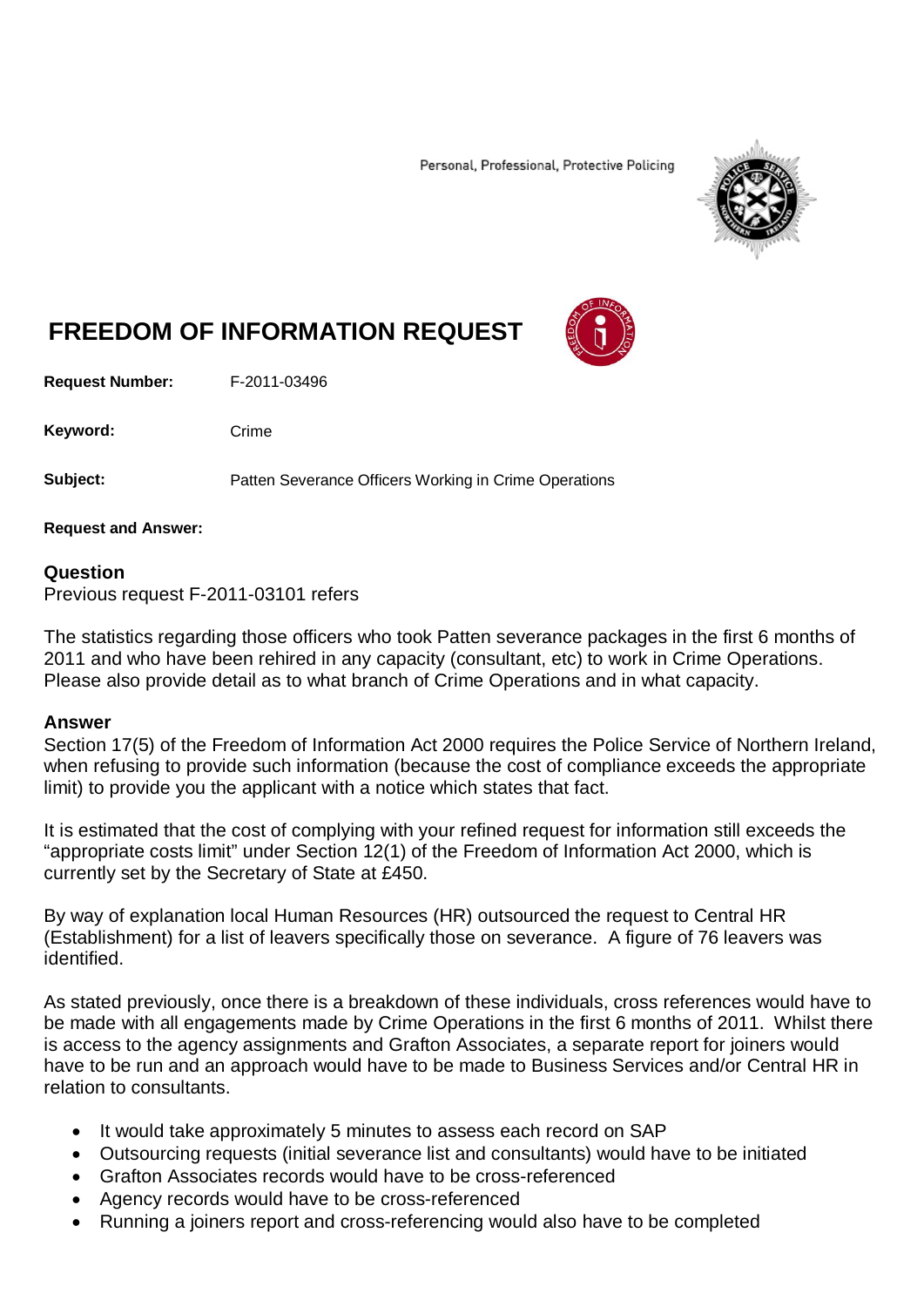Personal, Professional, Protective Policing

# FREEDOM OF INFORMATION REQUEST

**Request Number:** F-2011-03496

**Keyword:** Crime

**Subject:** Patten Severance Officers Working in Crime Operations

**Request and Answer:**

## Question

Previous request F-2011-03101 refers

The statistics regarding those officers who took Patten severance packages in the first 6 months of 2011 and who have been rehired in any capacity (consultant, etc) to work in Crime Operations. Please also provide detail as to what branch of Crime Operations and in what capacity.

## Answer

Section 17(5) of the Freedom of Information Act 2000 requires the Police Service of Northern Ireland, when refusing to provide such information (because the cost of compliance exceeds the appropriate limit) to provide you the applicant with a notice which states that fact.

It is estimated that the cost of complying with your refined request for information still exceeds the "appropriate costs limit" under Section 12(1) of the Freedom of Information Act 2000, which is currently set by the Secretary of State at £450.

By way of explanation local Human Resources (HR) outsourced the request to Central HR (Establishment) for a list of leavers specifically those on severance. A figure of 76 leavers was identified.

As stated previously, once there is a breakdown of these individuals, cross references would have to be made with all engagements made by Crime Operations in the first 6 months of 2011. Whilst there is access to the agency assignments and Grafton Associates, a separate report for joiners would have to be run and an approach would have to be made to Business Services and/or Central HR in relation to consultants.

- It would take approximately 5 minutes to assess each record on SAP
- Outsourcing requests (initial severance list and consultants) would have to be initiated
- Grafton Associates records would have to be cross-referenced
- Agency records would have to be cross-referenced
- Running a joiners report and cross-referencing would also have to be completed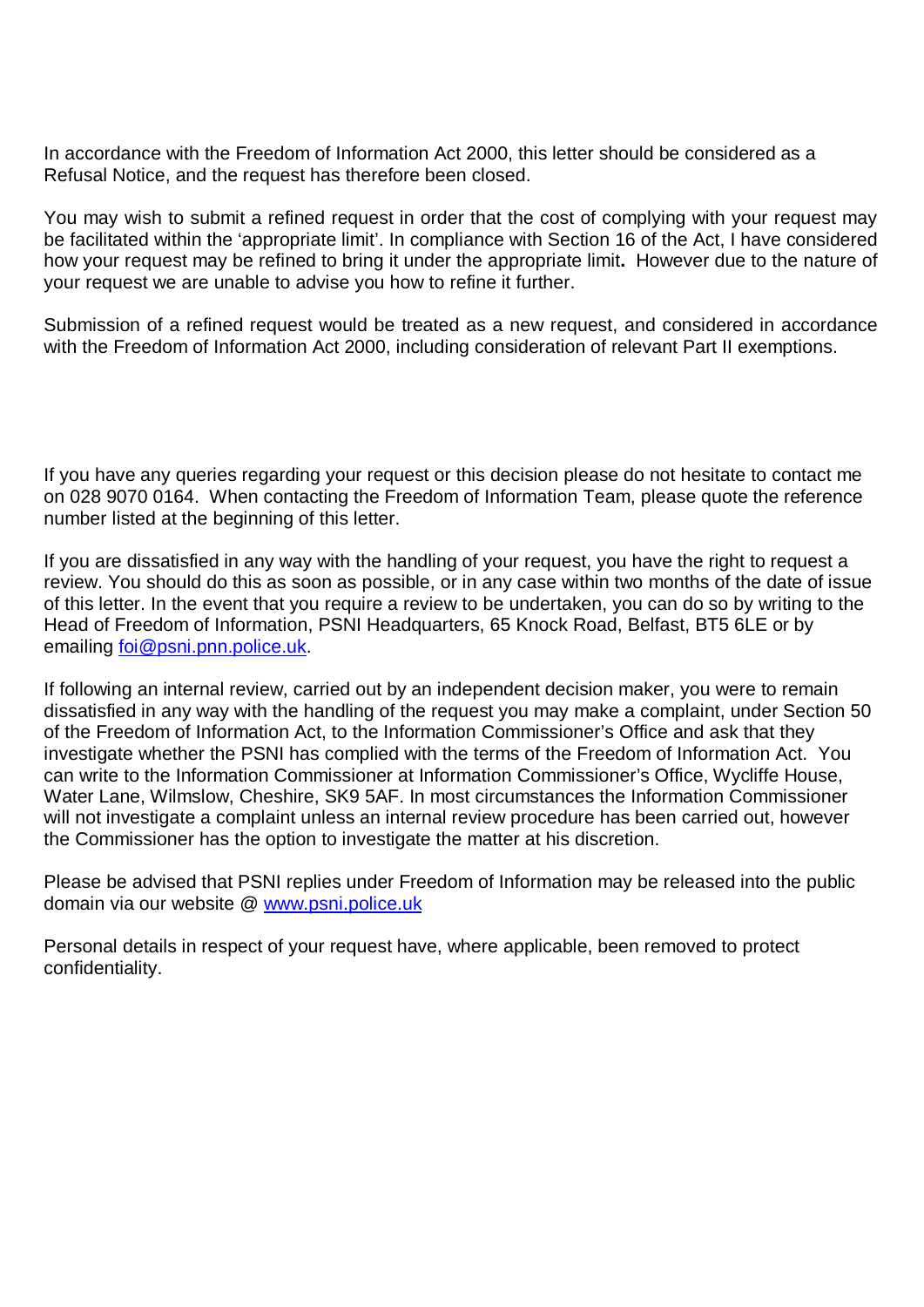In accordance with the Freedom of Information Act 2000, this letter should be considered as a Refusal Notice, and the request has therefore been closed.

You may wish to submit a refined request in order that the cost of complying with your request may be facilitated within the 'appropriate limit'. In compliance with Section 16 of the Act, I have considered how your request may be refined to bring it under the appropriate limit**.** However due to the nature of your request we are unable to advise you how to refine it further.

Submission of a refined request would be treated as a new request, and considered in accordance with the Freedom of Information Act 2000, including consideration of relevant Part II exemptions.

If you have any queries regarding your request or this decision please do not hesitate to contact me on 028 9070 0164. When contacting the Freedom of Information Team, please quote the reference number listed at the beginning of this letter.

If you are dissatisfied in any way with the handling of your request, you have the right to request a review. You should do this as soon as possible, or in any case within two months of the date of issue of this letter. In the event that you require a review to be undertaken, you can do so by writing to the Head of Freedom of Information, PSNI Headquarters, 65 Knock Road, Belfast, BT5 6LE or by emailing foi@psni.pnn.police.uk.

If following an internal review, carried out by an independent decision maker, you were to remain dissatisfied in any way with the handling of the request you may make a complaint, under Section 50 of the Freedom of Information Act, to the Information Commissioner's Office and ask that they investigate whether the PSNI has complied with the terms of the Freedom of Information Act. You can write to the Information Commissioner at Information Commissioner's Office, Wycliffe House, Water Lane, Wilmslow, Cheshire, SK9 5AF. In most circumstances the Information Commissioner will not investigate a complaint unless an internal review procedure has been carried out, however the Commissioner has the option to investigate the matter at his discretion.

Please be advised that PSNI replies under Freedom of Information may be released into the public domain via our website @ www.psni.police.uk

Personal details in respect of your request have, where applicable, been removed to protect confidentiality.